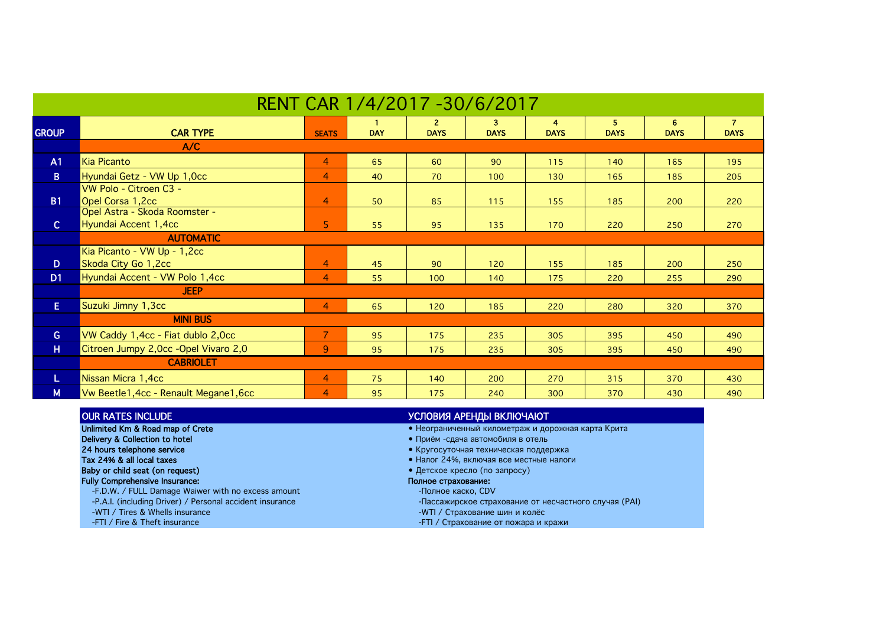# RENT CAR 1/4/2017 -30/6/2017

| GROUP | CAR TYPE | SEATS | 1 DAY | 2 DAYS | 3 DAYS | 4 DAYS | 5 DAYS | 6 DAYS | 7 DAYS |
|---|---|---|---|---|---|---|---|---|---|
| | **A/C** | | | | | | | | |
| A1 | Kia Picanto | 4 | 65 | 60 | 90 | 115 | 140 | 165 | 195 |
| B | Hyundai Getz - VW Up 1,0cc | 4 | 40 | 70 | 100 | 130 | 165 | 185 | 205 |
| B1 | VW Polo - Citroen C3 - Opel Corsa 1,2cc | 4 | 50 | 85 | 115 | 155 | 185 | 200 | 220 |
| C | Opel Astra - Skoda Roomster - Hyundai Accent 1,4cc | 5 | 55 | 95 | 135 | 170 | 220 | 250 | 270 |
| | **AUTOMATIC** | | | | | | | | |
| D | Kia Picanto - VW Up - 1,2cc Skoda City Go 1,2cc | 4 | 45 | 90 | 120 | 155 | 185 | 200 | 250 |
| D1 | Hyundai Accent - VW Polo 1,4cc | 4 | 55 | 100 | 140 | 175 | 220 | 255 | 290 |
| | **JEEP** | | | | | | | | |
| E | Suzuki Jimny 1,3cc | 4 | 65 | 120 | 185 | 220 | 280 | 320 | 370 |
| | **MINI BUS** | | | | | | | | |
| G | VW Caddy 1,4cc - Fiat dublo 2,0cc | 7 | 95 | 175 | 235 | 305 | 395 | 450 | 490 |
| H | Citroen Jumpy 2,0cc -Opel Vivaro 2,0 | 9 | 95 | 175 | 235 | 305 | 395 | 450 | 490 |
| | **CABRIOLET** | | | | | | | | |
| L | Nissan Micra 1,4cc | 4 | 75 | 140 | 200 | 270 | 315 | 370 | 430 |
| M | Vw Beetle1,4cc - Renault Megane1,6cc | 4 | 95 | 175 | 240 | 300 | 370 | 430 | 490 |

## OUR RATES INCLUDE

**Unlimited Km & Road map of Crete**
**Delivery & Collection to hotel**
**24 hours telephone service**
**Tax 24% & all local taxes**
**Baby or child seat (on request)**
**Fully Comprehensive Insurance:**

- -F.D.W. / FULL Damage Waiwer with no excess amount
- -P.A.I. (including Driver) / Personal accident insurance
- -WTI / Tires & Whells insurance
- -FTI / Fire & Theft insurance

## УСЛОВИЯ АРЕНДЫ ВКЛЮЧАЮТ

- Неограниченный километраж и дорожная карта Крита
- Приём -сдача автомобиля в отель
- Кругосуточная техническая поддержка
- Налог 24%, включая все местные налоги
- Детское кресло (по запросу)

**Полное страхование:**

- -Полное каско, CDV
- -Пассажирское страхование от несчастного случая (PAI)
- -WTI / Страхование шин и колёс
- -FTI / Страхование от пожара и кражи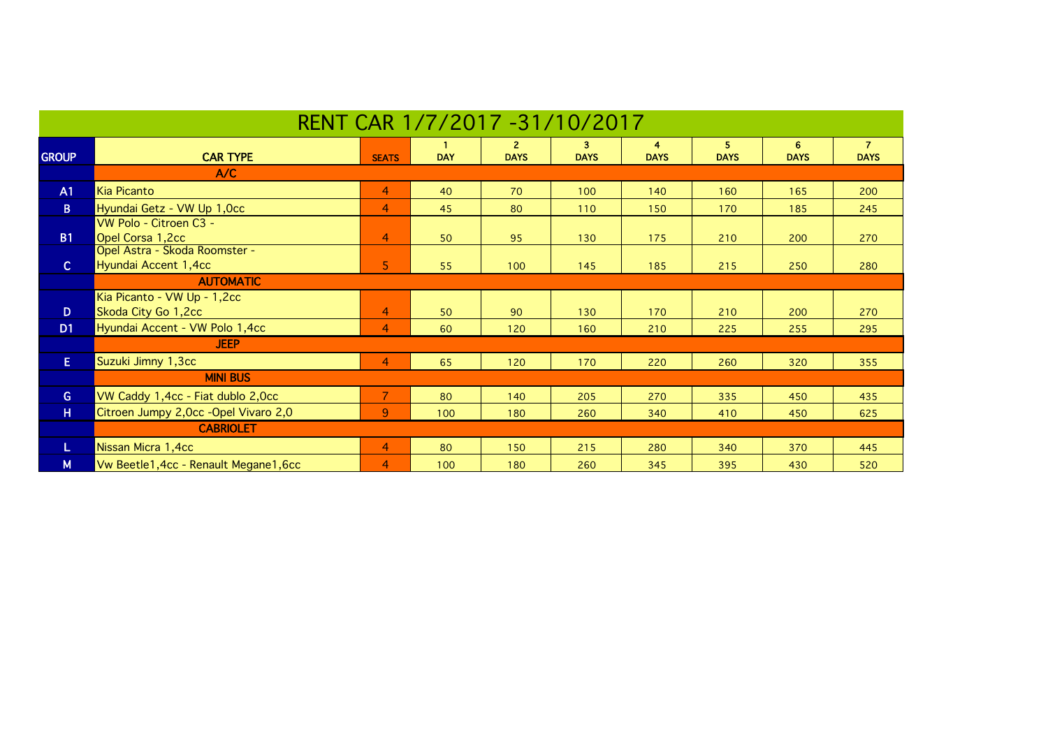# RENT CAR 1/7/2017 -31/10/2017

| GROUP | CAR TYPE | SEATS | 1 DAY | 2 DAYS | 3 DAYS | 4 DAYS | 5 DAYS | 6 DAYS | 7 DAYS |
|---|---|---|---|---|---|---|---|---|---|
| | **A/C** | | | | | | | | |
| A1 | Kia Picanto | 4 | 40 | 70 | 100 | 140 | 160 | 165 | 200 |
| B | Hyundai Getz - VW Up 1,0cc | 4 | 45 | 80 | 110 | 150 | 170 | 185 | 245 |
| B1 | VW Polo - Citroen C3 - Opel Corsa 1,2cc | 4 | 50 | 95 | 130 | 175 | 210 | 200 | 270 |
| C | Opel Astra - Skoda Roomster - Hyundai Accent 1,4cc | 5 | 55 | 100 | 145 | 185 | 215 | 250 | 280 |
| | **AUTOMATIC** | | | | | | | | |
| D | Kia Picanto - VW Up - 1,2cc Skoda City Go 1,2cc | 4 | 50 | 90 | 130 | 170 | 210 | 200 | 270 |
| D1 | Hyundai Accent - VW Polo 1,4cc | 4 | 60 | 120 | 160 | 210 | 225 | 255 | 295 |
| | **JEEP** | | | | | | | | |
| E | Suzuki Jimny 1,3cc | 4 | 65 | 120 | 170 | 220 | 260 | 320 | 355 |
| | **MINI BUS** | | | | | | | | |
| G | VW Caddy 1,4cc - Fiat dublo 2,0cc | 7 | 80 | 140 | 205 | 270 | 335 | 450 | 435 |
| H | Citroen Jumpy 2,0cc -Opel Vivaro 2,0 | 9 | 100 | 180 | 260 | 340 | 410 | 450 | 625 |
| | **CABRIOLET** | | | | | | | | |
| L | Nissan Micra 1,4cc | 4 | 80 | 150 | 215 | 280 | 340 | 370 | 445 |
| M | Vw Beetle1,4cc - Renault Megane1,6cc | 4 | 100 | 180 | 260 | 345 | 395 | 430 | 520 |